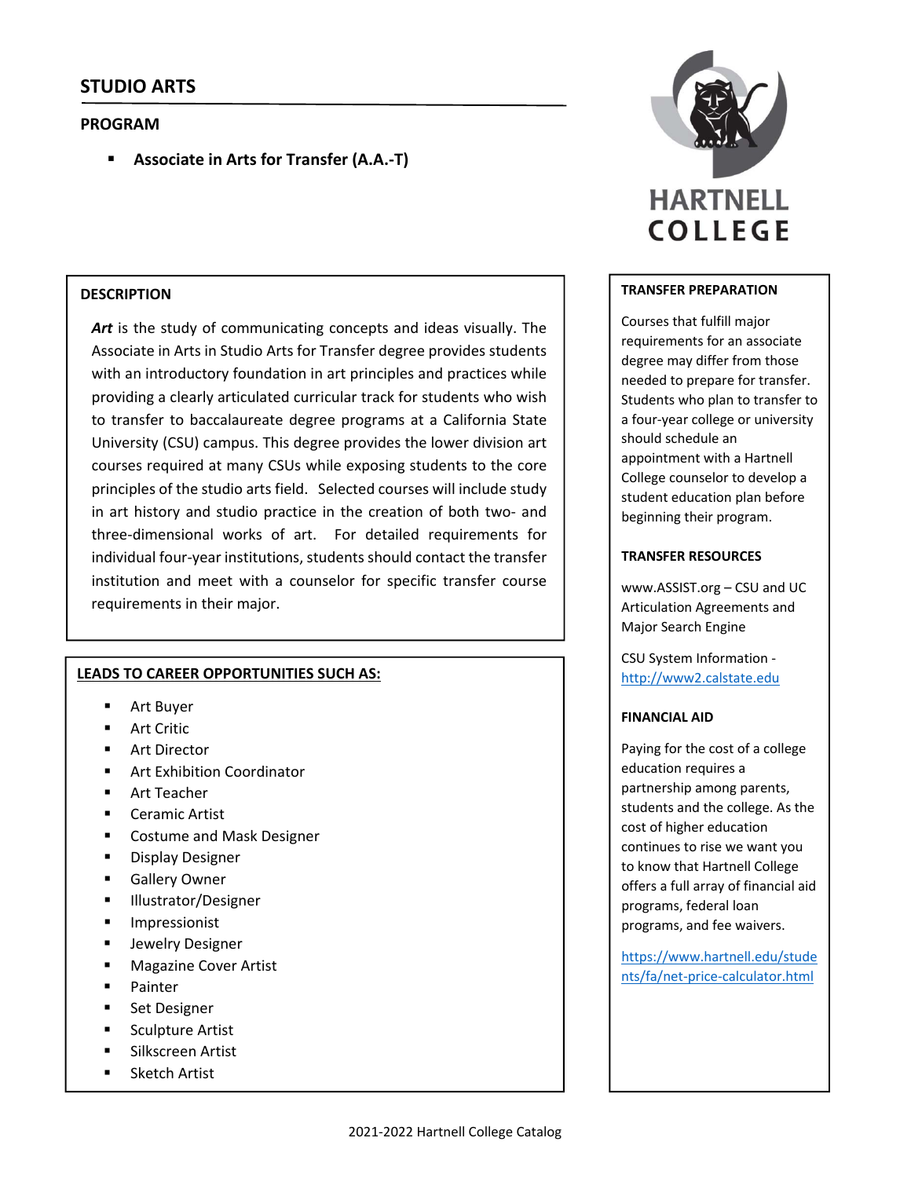# STUDIO ARTS

## PROGRAM

- **Associate in Arts for Transfer (A.A.-T)**

HARTNELL COLLEGE

### DESCRIPTION

***Art*** is the study of communicating concepts and ideas visually. The Associate in Arts in Studio Arts for Transfer degree provides students with an introductory foundation in art principles and practices while providing a clearly articulated curricular track for students who wish to transfer to baccalaureate degree programs at a California State University (CSU) campus. This degree provides the lower division art courses required at many CSUs while exposing students to the core principles of the studio arts field. Selected courses will include study in art history and studio practice in the creation of both two- and three-dimensional works of art. For detailed requirements for individual four-year institutions, students should contact the transfer institution and meet with a counselor for specific transfer course requirements in their major.

### LEADS TO CAREER OPPORTUNITIES SUCH AS:

- Art Buyer
- Art Critic
- Art Director
- Art Exhibition Coordinator
- Art Teacher
- Ceramic Artist
- Costume and Mask Designer
- Display Designer
- Gallery Owner
- Illustrator/Designer
- Impressionist
- Jewelry Designer
- Magazine Cover Artist
- Painter
- Set Designer
- Sculpture Artist
- Silkscreen Artist
- Sketch Artist

### TRANSFER PREPARATION

Courses that fulfill major requirements for an associate degree may differ from those needed to prepare for transfer. Students who plan to transfer to a four-year college or university should schedule an appointment with a Hartnell College counselor to develop a student education plan before beginning their program.

### TRANSFER RESOURCES

www.ASSIST.org – CSU and UC Articulation Agreements and Major Search Engine

CSU System Information - http://www2.calstate.edu

### FINANCIAL AID

Paying for the cost of a college education requires a partnership among parents, students and the college. As the cost of higher education continues to rise we want you to know that Hartnell College offers a full array of financial aid programs, federal loan programs, and fee waivers.

https://www.hartnell.edu/students/fa/net-price-calculator.html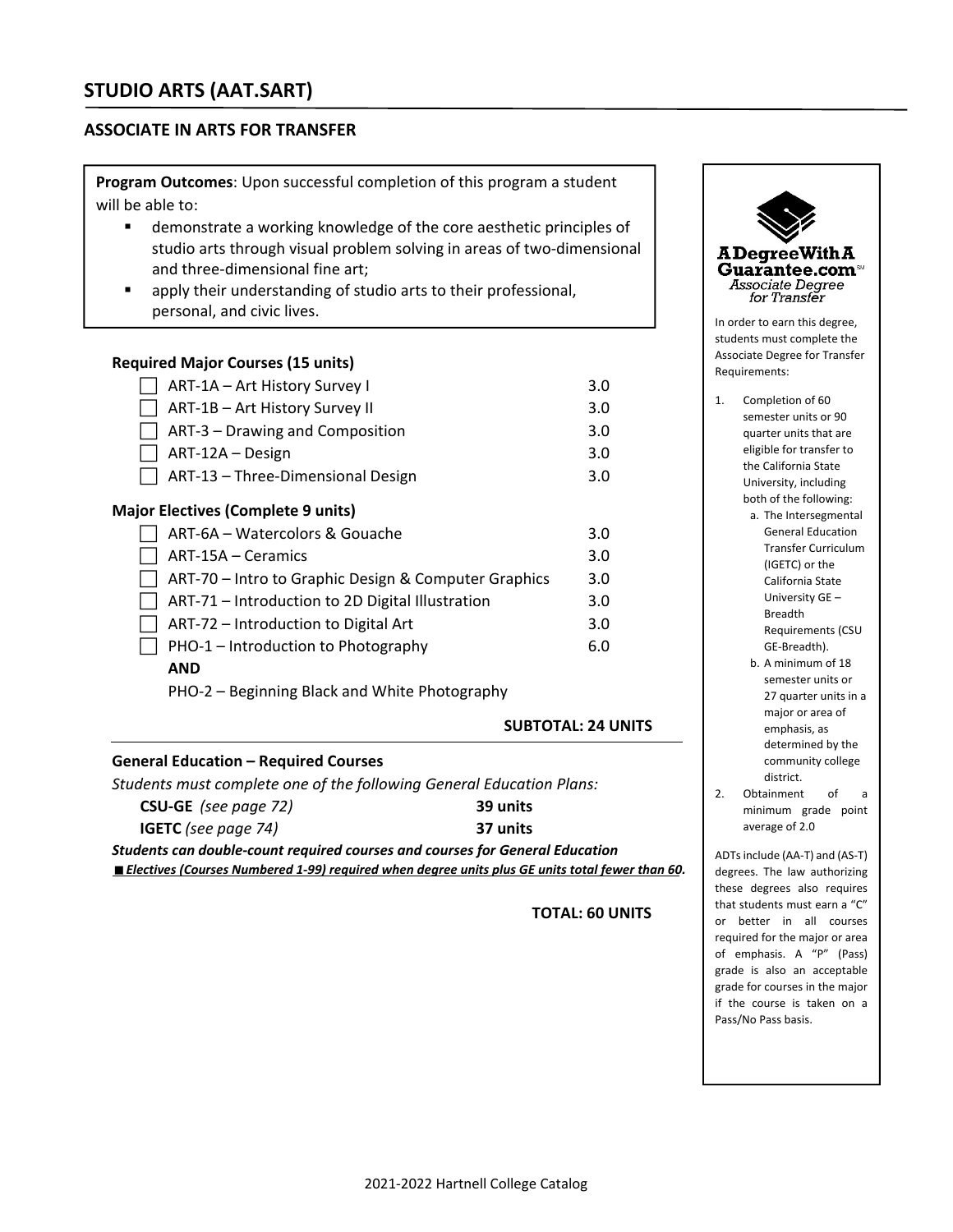# STUDIO ARTS (AAT.SART)

## ASSOCIATE IN ARTS FOR TRANSFER

**Program Outcomes**: Upon successful completion of this program a student will be able to:

- demonstrate a working knowledge of the core aesthetic principles of studio arts through visual problem solving in areas of two-dimensional and three-dimensional fine art;
- apply their understanding of studio arts to their professional, personal, and civic lives.

### Required Major Courses (15 units)

| | |
|---|---|
| ☐ ART-1A – Art History Survey I | 3.0 |
| ☐ ART-1B – Art History Survey II | 3.0 |
| ☐ ART-3 – Drawing and Composition | 3.0 |
| ☐ ART-12A – Design | 3.0 |
| ☐ ART-13 – Three-Dimensional Design | 3.0 |

### Major Electives (Complete 9 units)

| | |
|---|---|
| ☐ ART-6A – Watercolors & Gouache | 3.0 |
| ☐ ART-15A – Ceramics | 3.0 |
| ☐ ART-70 – Intro to Graphic Design & Computer Graphics | 3.0 |
| ☐ ART-71 – Introduction to 2D Digital Illustration | 3.0 |
| ☐ ART-72 – Introduction to Digital Art | 3.0 |
| ☐ PHO-1 – Introduction to Photography **AND** PHO-2 – Beginning Black and White Photography | 6.0 |

**SUBTOTAL: 24 UNITS**

### General Education – Required Courses

*Students must complete one of the following General Education Plans:*

| | |
|---|---|
| **CSU-GE** *(see page 72)* | **39 units** |
| **IGETC** *(see page 74)* | **37 units** |

***Students can double-count required courses and courses for General Education***

***■ Electives (Courses Numbered 1-99) required when degree units plus GE units total fewer than 60.***

**TOTAL: 60 UNITS**

---

**A Degree With A Guarantee.com**
*Associate Degree for Transfer*

In order to earn this degree, students must complete the Associate Degree for Transfer Requirements:

1. Completion of 60 semester units or 90 quarter units that are eligible for transfer to the California State University, including both of the following:
   a. The Intersegmental General Education Transfer Curriculum (IGETC) or the California State University GE – Breadth Requirements (CSU GE-Breadth).
   b. A minimum of 18 semester units or 27 quarter units in a major or area of emphasis, as determined by the community college district.
2. Obtainment of a minimum grade point average of 2.0

ADTs include (AA-T) and (AS-T) degrees. The law authorizing these degrees also requires that students must earn a "C" or better in all courses required for the major or area of emphasis. A "P" (Pass) grade is also an acceptable grade for courses in the major if the course is taken on a Pass/No Pass basis.